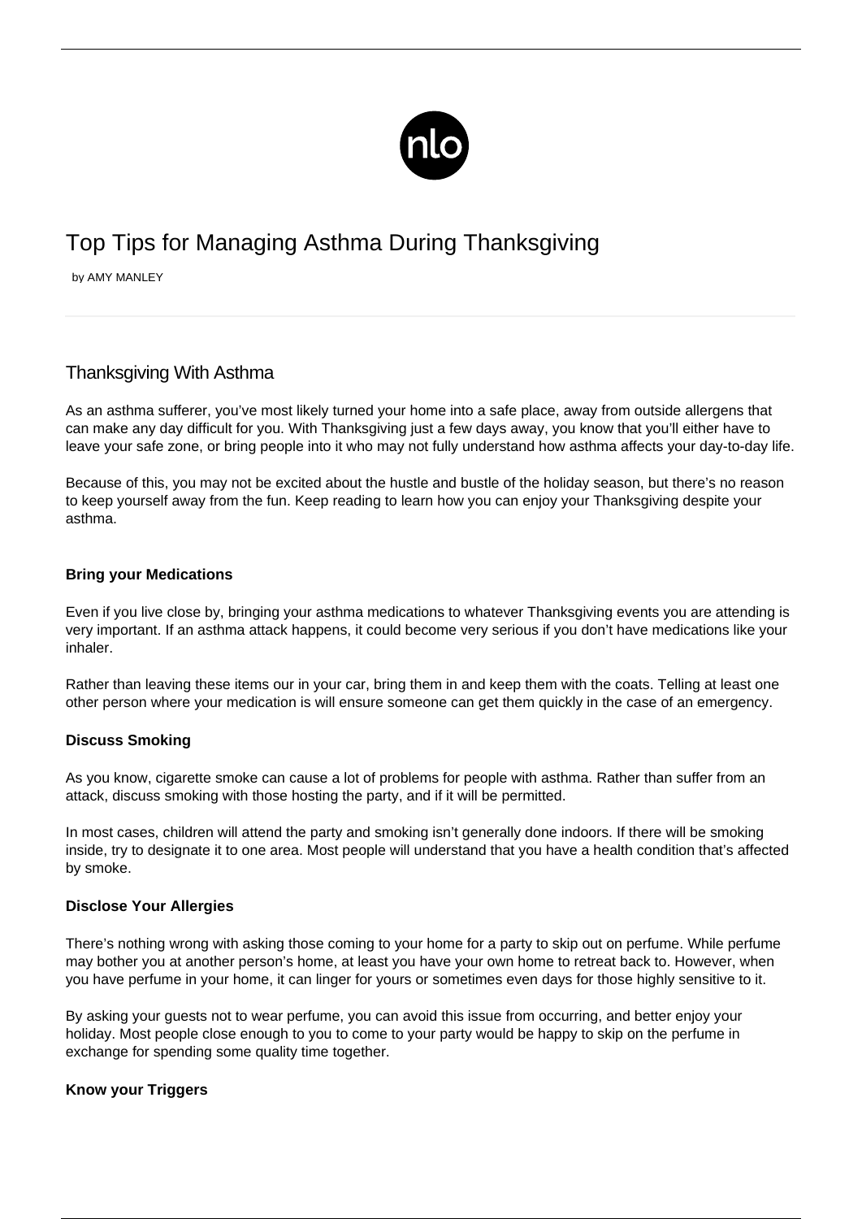# Top Tips for Managing Asthma During Thanksgiving

by AMY MANLEY

## Thanksgiving With Asthma

As an asthma sufferer, you've most likely turned your home into a safe place, away from outside allergens that can make any day difficult for you. With Thanksgiving just a few days away, you know that you'll either have to leave your safe zone, or bring people into it who may not fully understand how asthma affects your day-to-day life.

Because of this, you may not be excited about the hustle and bustle of the holiday season, but there's no reason to keep yourself away from the fun. Keep reading to learn how you can enjoy your Thanksgiving despite your asthma.

### Bring your Medications

Even if you live close by, bringing your asthma medications to whatever Thanksgiving events you are attending is very important. If an asthma attack happens, it could become very serious if you don't have medications like your inhaler.

Rather than leaving these items our in your car, bring them in and keep them with the coats. Telling at least one other person where your medication is will ensure someone can get them quickly in the case of an emergency.

### Discuss Smoking

As you know, cigarette smoke can cause a lot of problems for people with asthma. Rather than suffer from an attack, discuss smoking with those hosting the party, and if it will be permitted.

In most cases, children will attend the party and smoking isn't generally done indoors. If there will be smoking inside, try to designate it to one area. Most people will understand that you have a health condition that's affected by smoke.

### Disclose Your Allergies

There's nothing wrong with asking those coming to your home for a party to skip out on perfume. While perfume may bother you at another person's home, at least you have your own home to retreat back to. However, when you have perfume in your home, it can linger for yours or sometimes even days for those highly sensitive to it.

By asking your guests not to wear perfume, you can avoid this issue from occurring, and better enjoy your holiday. Most people close enough to you to come to your party would be happy to skip on the perfume in exchange for spending some quality time together.

### Know your Triggers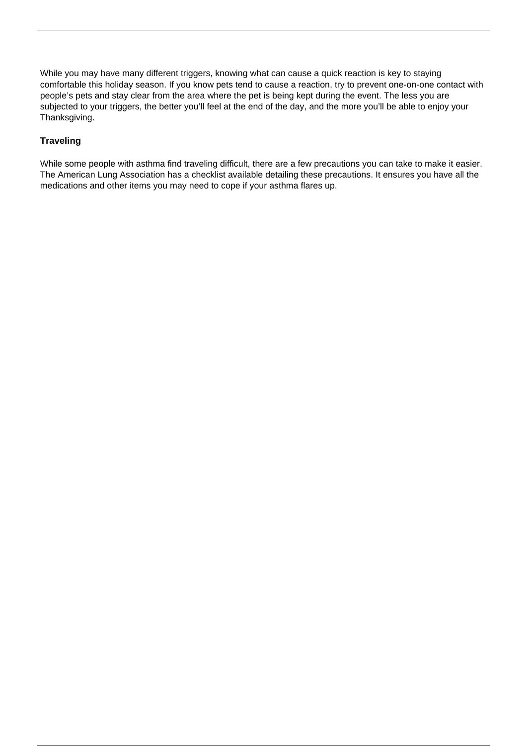While you may have many different triggers, knowing what can cause a quick reaction is key to staying comfortable this holiday season. If you know pets tend to cause a reaction, try to prevent one-on-one contact with people's pets and stay clear from the area where the pet is being kept during the event. The less you are subjected to your triggers, the better you'll feel at the end of the day, and the more you'll be able to enjoy your Thanksgiving.

**Traveling**

While some people with asthma find traveling difficult, there are a few precautions you can take to make it easier. The American Lung Association has a checklist available detailing these precautions. It ensures you have all the medications and other items you may need to cope if your asthma flares up.